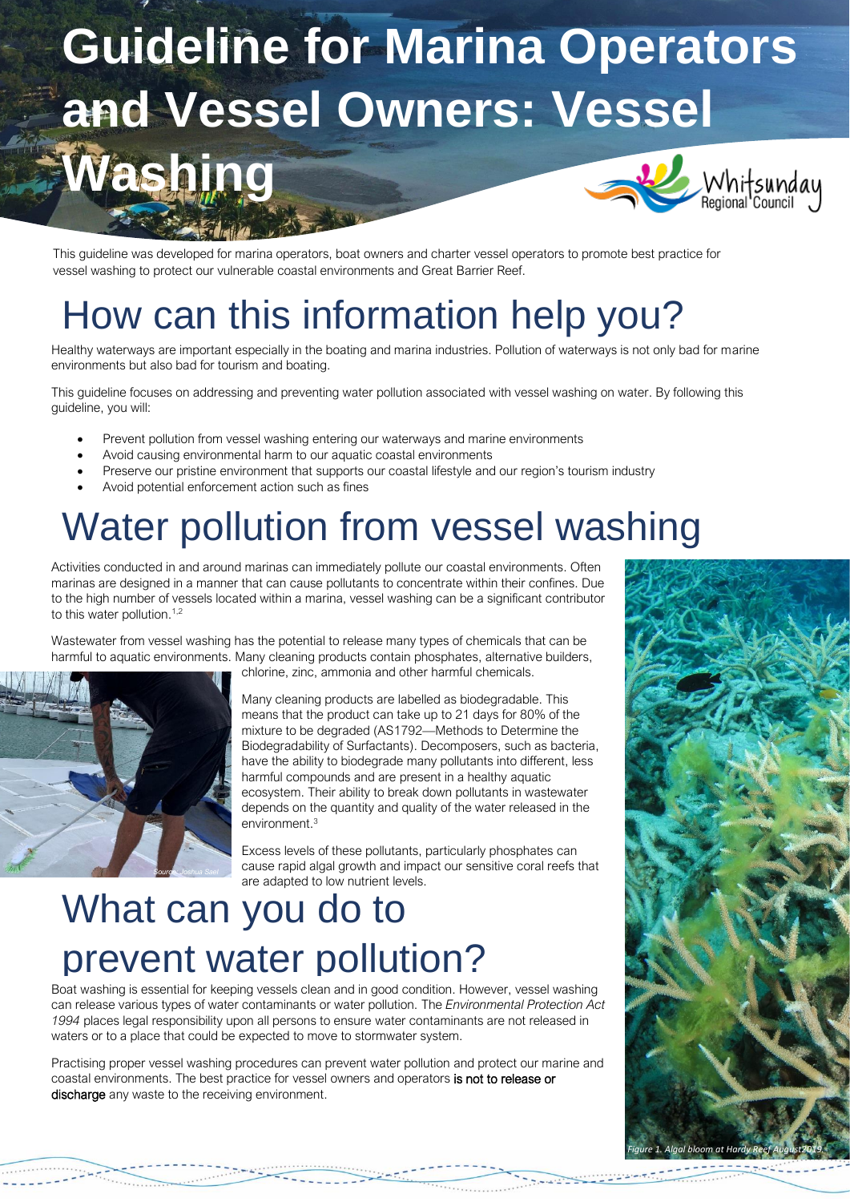# Guideline for Marina Operators and Vessel Owners: Vessel Washing

Whitsunday Regional Council

This guideline was developed for marina operators, boat owners and charter vessel operators to promote best practice for vessel washing to protect our vulnerable coastal environments and Great Barrier Reef.

## How can this information help you?

Healthy waterways are important especially in the boating and marina industries. Pollution of waterways is not only bad for marine environments but also bad for tourism and boating.

This guideline focuses on addressing and preventing water pollution associated with vessel washing on water. By following this guideline, you will:

- Prevent pollution from vessel washing entering our waterways and marine environments
- Avoid causing environmental harm to our aquatic coastal environments
- Preserve our pristine environment that supports our coastal lifestyle and our region's tourism industry
- Avoid potential enforcement action such as fines

## Water pollution from vessel washing

Activities conducted in and around marinas can immediately pollute our coastal environments. Often marinas are designed in a manner that can cause pollutants to concentrate within their confines. Due to the high number of vessels located within a marina, vessel washing can be a significant contributor to this water pollution.[1,2]

Wastewater from vessel washing has the potential to release many types of chemicals that can be harmful to aquatic environments. Many cleaning products contain phosphates, alternative builders, chlorine, zinc, ammonia and other harmful chemicals.

Source: Joshua Sael

Many cleaning products are labelled as biodegradable. This means that the product can take up to 21 days for 80% of the mixture to be degraded (AS1792—Methods to Determine the Biodegradability of Surfactants). Decomposers, such as bacteria, have the ability to biodegrade many pollutants into different, less harmful compounds and are present in a healthy aquatic ecosystem. Their ability to break down pollutants in wastewater depends on the quantity and quality of the water released in the environment.[3]

Excess levels of these pollutants, particularly phosphates can cause rapid algal growth and impact our sensitive coral reefs that are adapted to low nutrient levels.

*Figure 1. Algal bloom at Hardy Reef August2019*

## What can you do to prevent water pollution?

Boat washing is essential for keeping vessels clean and in good condition. However, vessel washing can release various types of water contaminants or water pollution. The *Environmental Protection Act 1994* places legal responsibility upon all persons to ensure water contaminants are not released in waters or to a place that could be expected to move to stormwater system.

Practising proper vessel washing procedures can prevent water pollution and protect our marine and coastal environments. The best practice for vessel owners and operators is not to release or discharge any waste to the receiving environment.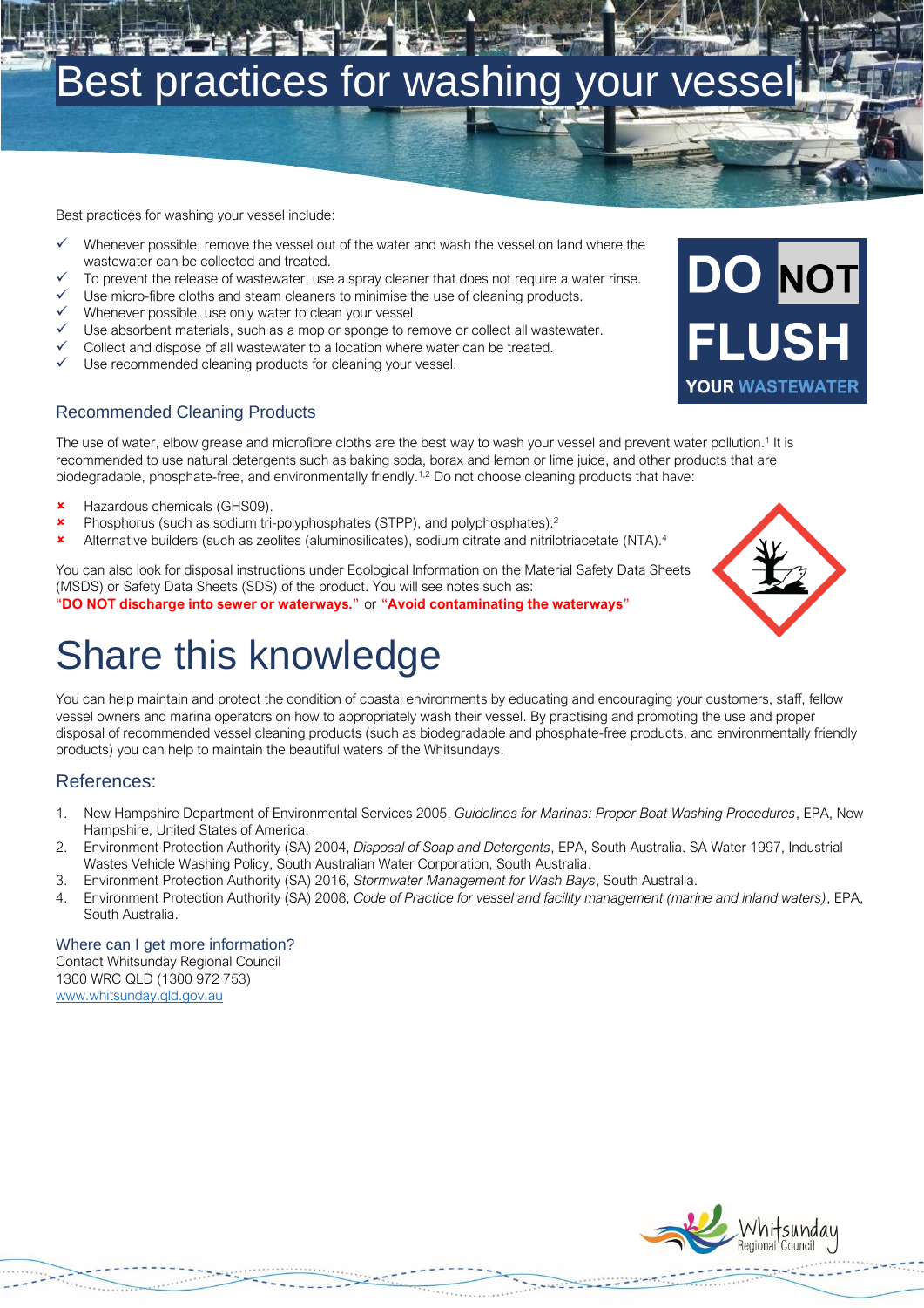# Best practices for washing your vessel

Best practices for washing your vessel include:

- ✓ Whenever possible, remove the vessel out of the water and wash the vessel on land where the wastewater can be collected and treated.
- ✓ To prevent the release of wastewater, use a spray cleaner that does not require a water rinse.
- ✓ Use micro-fibre cloths and steam cleaners to minimise the use of cleaning products.
- ✓ Whenever possible, use only water to clean your vessel.
- ✓ Use absorbent materials, such as a mop or sponge to remove or collect all wastewater.
- ✓ Collect and dispose of all wastewater to a location where water can be treated.
- ✓ Use recommended cleaning products for cleaning your vessel.

**DO NOT FLUSH YOUR WASTEWATER**

## Recommended Cleaning Products

The use of water, elbow grease and microfibre cloths are the best way to wash your vessel and prevent water pollution.[1] It is recommended to use natural detergents such as baking soda, borax and lemon or lime juice, and other products that are biodegradable, phosphate-free, and environmentally friendly.[1,2] Do not choose cleaning products that have:

- ✗ Hazardous chemicals (GHS09).
- ✗ Phosphorus (such as sodium tri-polyphosphates (STPP), and polyphosphates).[2]
- ✗ Alternative builders (such as zeolites (aluminosilicates), sodium citrate and nitrilotriacetate (NTA).[4]

You can also look for disposal instructions under Ecological Information on the Material Safety Data Sheets (MSDS) or Safety Data Sheets (SDS) of the product. You will see notes such as:
**"DO NOT discharge into sewer or waterways."** or **"Avoid contaminating the waterways"**

# Share this knowledge

You can help maintain and protect the condition of coastal environments by educating and encouraging your customers, staff, fellow vessel owners and marina operators on how to appropriately wash their vessel. By practising and promoting the use and proper disposal of recommended vessel cleaning products (such as biodegradable and phosphate-free products, and environmentally friendly products) you can help to maintain the beautiful waters of the Whitsundays.

## References:

1. New Hampshire Department of Environmental Services 2005, *Guidelines for Marinas: Proper Boat Washing Procedures*, EPA, New Hampshire, United States of America.
2. Environment Protection Authority (SA) 2004, *Disposal of Soap and Detergents*, EPA, South Australia. SA Water 1997, Industrial Wastes Vehicle Washing Policy, South Australian Water Corporation, South Australia.
3. Environment Protection Authority (SA) 2016, *Stormwater Management for Wash Bays*, South Australia.
4. Environment Protection Authority (SA) 2008, *Code of Practice for vessel and facility management (marine and inland waters)*, EPA, South Australia.

### Where can I get more information?

Contact Whitsunday Regional Council
1300 WRC QLD (1300 972 753)
www.whitsunday.qld.gov.au